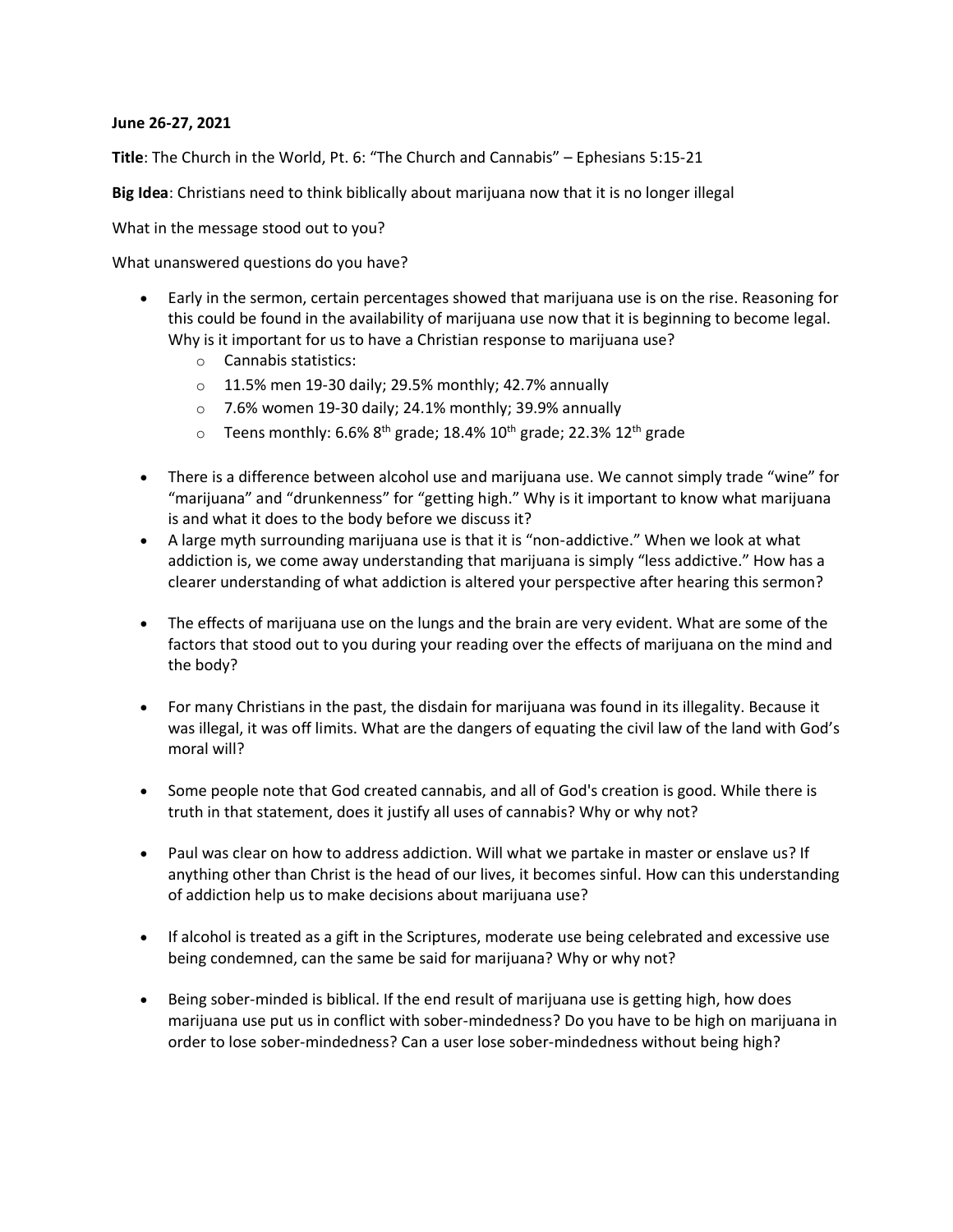**June 26-27, 2021**

**Title**: The Church in the World, Pt. 6: "The Church and Cannabis" – Ephesians 5:15-21

**Big Idea**: Christians need to think biblically about marijuana now that it is no longer illegal

What in the message stood out to you?

What unanswered questions do you have?

- Early in the sermon, certain percentages showed that marijuana use is on the rise. Reasoning for this could be found in the availability of marijuana use now that it is beginning to become legal. Why is it important for us to have a Christian response to marijuana use?
    - Cannabis statistics:
    - 11.5% men 19-30 daily; 29.5% monthly; 42.7% annually
    - 7.6% women 19-30 daily; 24.1% monthly; 39.9% annually
    - Teens monthly: 6.6% 8th grade; 18.4% 10th grade; 22.3% 12th grade

- There is a difference between alcohol use and marijuana use. We cannot simply trade "wine" for "marijuana" and "drunkenness" for "getting high." Why is it important to know what marijuana is and what it does to the body before we discuss it?
- A large myth surrounding marijuana use is that it is "non-addictive." When we look at what addiction is, we come away understanding that marijuana is simply "less addictive." How has a clearer understanding of what addiction is altered your perspective after hearing this sermon?

- The effects of marijuana use on the lungs and the brain are very evident. What are some of the factors that stood out to you during your reading over the effects of marijuana on the mind and the body?

- For many Christians in the past, the disdain for marijuana was found in its illegality. Because it was illegal, it was off limits. What are the dangers of equating the civil law of the land with God's moral will?

- Some people note that God created cannabis, and all of God's creation is good. While there is truth in that statement, does it justify all uses of cannabis? Why or why not?

- Paul was clear on how to address addiction. Will what we partake in master or enslave us? If anything other than Christ is the head of our lives, it becomes sinful. How can this understanding of addiction help us to make decisions about marijuana use?

- If alcohol is treated as a gift in the Scriptures, moderate use being celebrated and excessive use being condemned, can the same be said for marijuana? Why or why not?

- Being sober-minded is biblical. If the end result of marijuana use is getting high, how does marijuana use put us in conflict with sober-mindedness? Do you have to be high on marijuana in order to lose sober-mindedness? Can a user lose sober-mindedness without being high?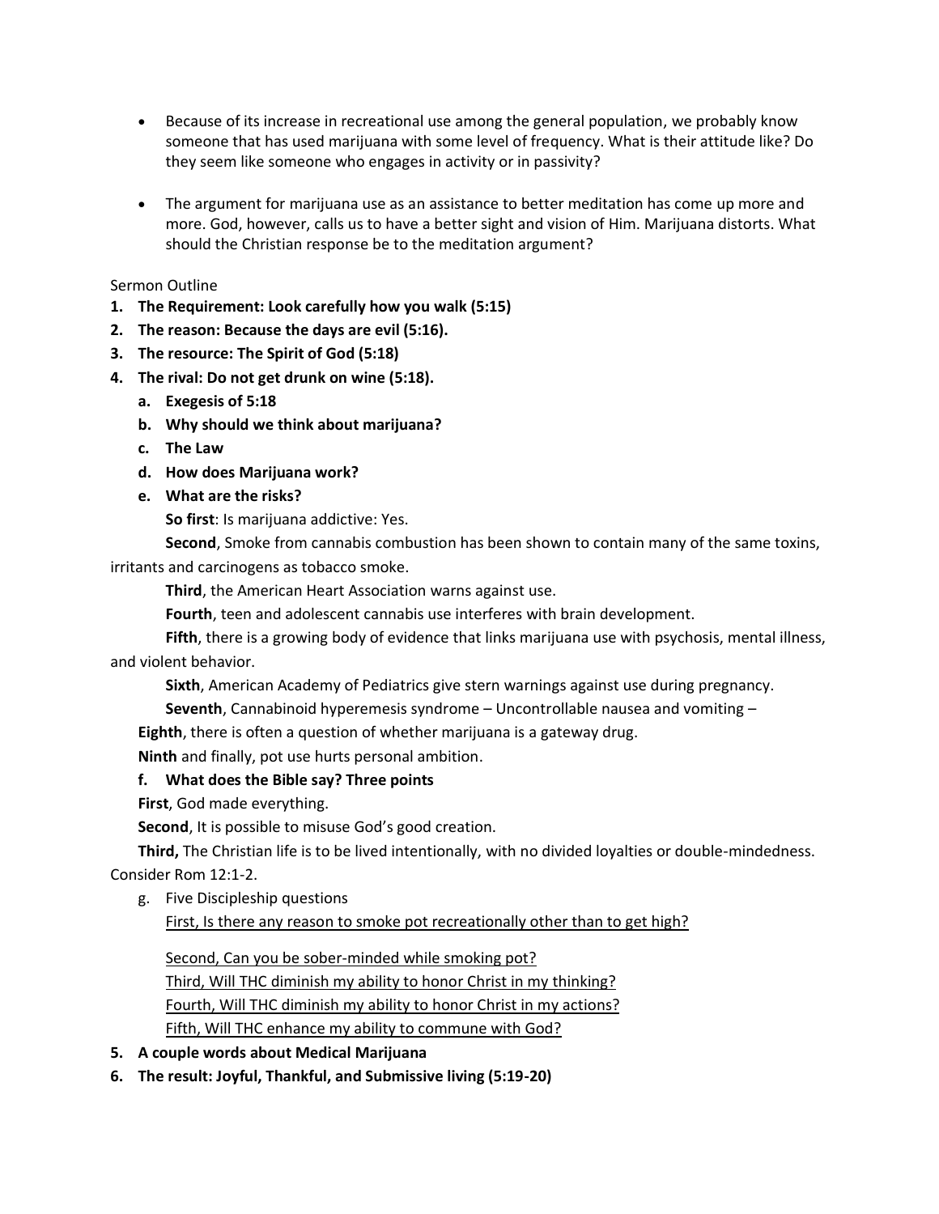- Because of its increase in recreational use among the general population, we probably know someone that has used marijuana with some level of frequency. What is their attitude like? Do they seem like someone who engages in activity or in passivity?

- The argument for marijuana use as an assistance to better meditation has come up more and more. God, however, calls us to have a better sight and vision of Him. Marijuana distorts. What should the Christian response be to the meditation argument?

Sermon Outline

1. **The Requirement: Look carefully how you walk (5:15)**
2. **The reason: Because the days are evil (5:16).**
3. **The resource: The Spirit of God (5:18)**
4. **The rival: Do not get drunk on wine (5:18).**
   a. **Exegesis of 5:18**
   b. **Why should we think about marijuana?**
   c. **The Law**
   d. **How does Marijuana work?**
   e. **What are the risks?**

      **So first**: Is marijuana addictive: Yes.

      **Second**, Smoke from cannabis combustion has been shown to contain many of the same toxins, irritants and carcinogens as tobacco smoke.

      **Third**, the American Heart Association warns against use.

      **Fourth**, teen and adolescent cannabis use interferes with brain development.

      **Fifth**, there is a growing body of evidence that links marijuana use with psychosis, mental illness, and violent behavior.

      **Sixth**, American Academy of Pediatrics give stern warnings against use during pregnancy.

      **Seventh**, Cannabinoid hyperemesis syndrome – Uncontrollable nausea and vomiting –

      **Eighth**, there is often a question of whether marijuana is a gateway drug.

      **Ninth** and finally, pot use hurts personal ambition.

   f. **What does the Bible say? Three points**

      **First**, God made everything.

      **Second**, It is possible to misuse God's good creation.

      **Third,** The Christian life is to be lived intentionally, with no divided loyalties or double-mindedness. Consider Rom 12:1-2.

   g. Five Discipleship questions

      First, Is there any reason to smoke pot recreationally other than to get high?

      Second, Can you be sober-minded while smoking pot?
      Third, Will THC diminish my ability to honor Christ in my thinking?
      Fourth, Will THC diminish my ability to honor Christ in my actions?
      Fifth, Will THC enhance my ability to commune with God?
5. **A couple words about Medical Marijuana**
6. **The result: Joyful, Thankful, and Submissive living (5:19-20)**